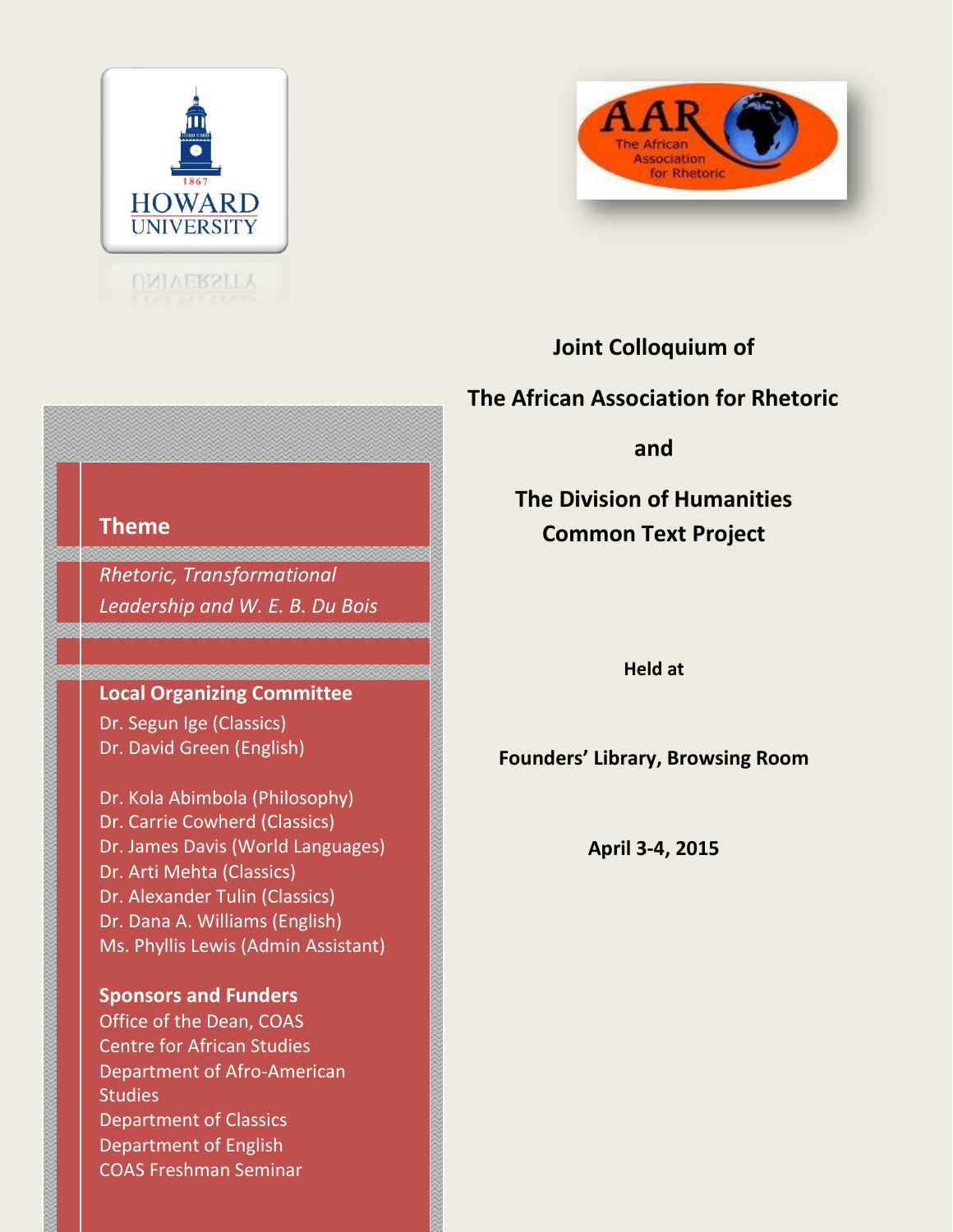# Joint Colloquium of

# The African Association for Rhetoric

# and

# The Division of Humanities Common Text Project

**Held at**

**Founders' Library, Browsing Room**

**April 3-4, 2015**

## Theme

*Rhetoric, Transformational Leadership and W. E. B. Du Bois*

### Local Organizing Committee

Dr. Segun Ige (Classics)
Dr. David Green (English)

Dr. Kola Abimbola (Philosophy)
Dr. Carrie Cowherd (Classics)
Dr. James Davis (World Languages)
Dr. Arti Mehta (Classics)
Dr. Alexander Tulin (Classics)
Dr. Dana A. Williams (English)
Ms. Phyllis Lewis (Admin Assistant)

### Sponsors and Funders

Office of the Dean, COAS
Centre for African Studies
Department of Afro-American Studies
Department of Classics
Department of English
COAS Freshman Seminar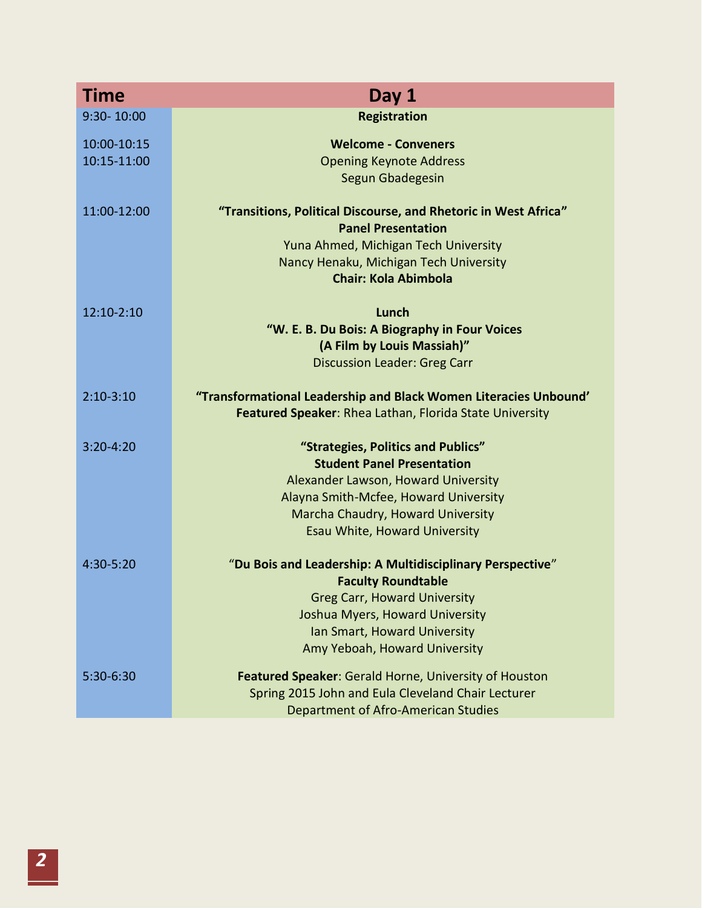| Time | Day 1 |
|---|---|
| 9:30- 10:00 | **Registration** |
| 10:00-10:15 | **Welcome - Conveners** |
| 10:15-11:00 | Opening Keynote Address<br>Segun Gbadegesin |
| 11:00-12:00 | **“Transitions, Political Discourse, and Rhetoric in West Africa”**<br>**Panel Presentation**<br>Yuna Ahmed, Michigan Tech University<br>Nancy Henaku, Michigan Tech University<br>**Chair: Kola Abimbola** |
| 12:10-2:10 | **Lunch**<br>**“W. E. B. Du Bois: A Biography in Four Voices**<br>**(A Film by Louis Massiah)”**<br>Discussion Leader: Greg Carr |
| 2:10-3:10 | **“Transformational Leadership and Black Women Literacies Unbound’**<br>**Featured Speaker**: Rhea Lathan, Florida State University |
| 3:20-4:20 | **“Strategies, Politics and Publics”**<br>**Student Panel Presentation**<br>Alexander Lawson, Howard University<br>Alayna Smith-Mcfee, Howard University<br>Marcha Chaudry, Howard University<br>Esau White, Howard University |
| 4:30-5:20 | “**Du Bois and Leadership: A Multidisciplinary Perspective**”<br>**Faculty Roundtable**<br>Greg Carr, Howard University<br>Joshua Myers, Howard University<br>Ian Smart, Howard University<br>Amy Yeboah, Howard University |
| 5:30-6:30 | **Featured Speaker**: Gerald Horne, University of Houston<br>Spring 2015 John and Eula Cleveland Chair Lecturer<br>Department of Afro-American Studies |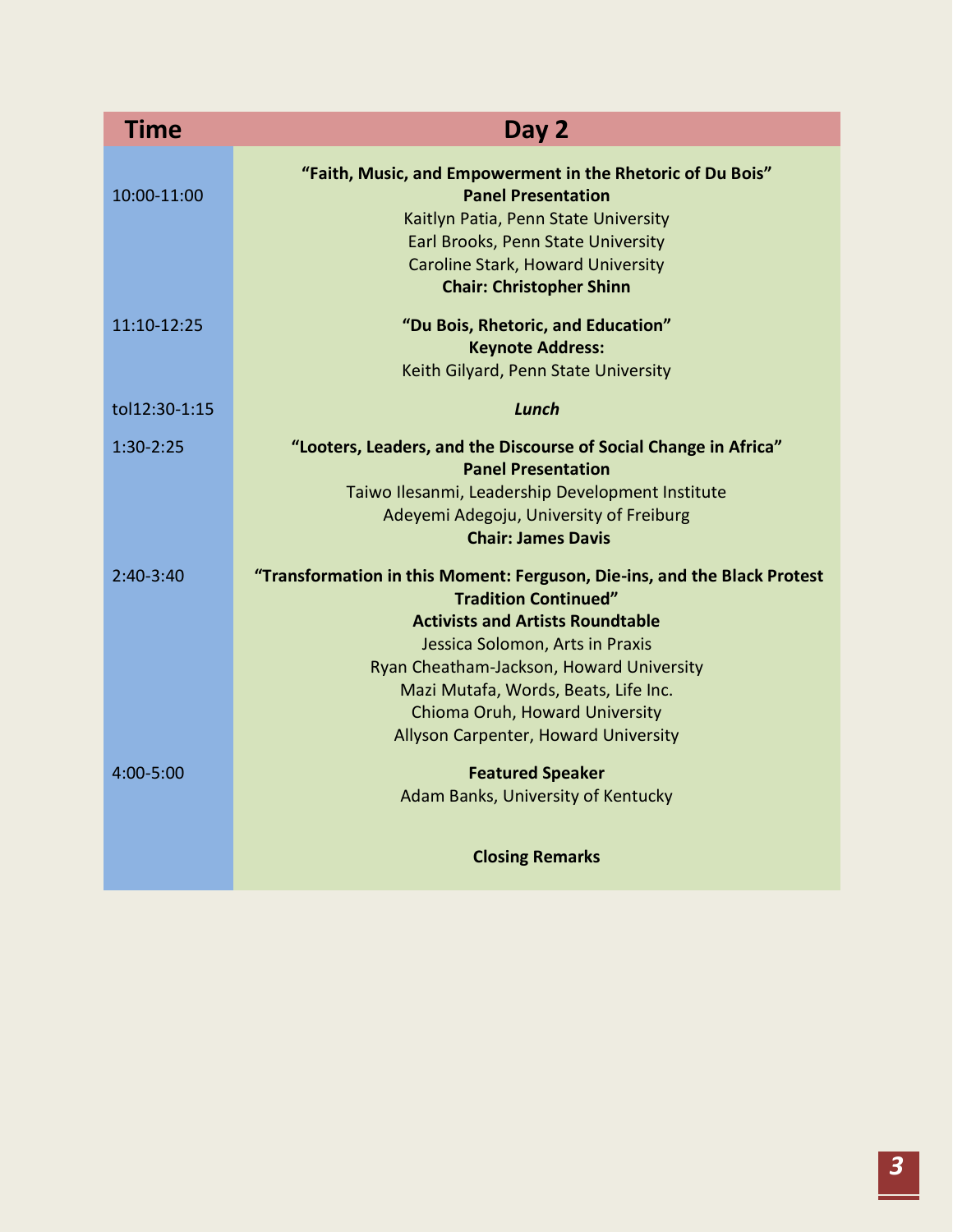| Time | Day 2 |
|---|---|
| 10:00-11:00 | **"Faith, Music, and Empowerment in the Rhetoric of Du Bois"**<br>**Panel Presentation**<br>Kaitlyn Patia, Penn State University<br>Earl Brooks, Penn State University<br>Caroline Stark, Howard University<br>**Chair: Christopher Shinn** |
| 11:10-12:25 | **"Du Bois, Rhetoric, and Education"**<br>**Keynote Address:**<br>Keith Gilyard, Penn State University |
| tol12:30-1:15 | ***Lunch*** |
| 1:30-2:25 | **"Looters, Leaders, and the Discourse of Social Change in Africa"**<br>**Panel Presentation**<br>Taiwo Ilesanmi, Leadership Development Institute<br>Adeyemi Adegoju, University of Freiburg<br>**Chair: James Davis** |
| 2:40-3:40 | **"Transformation in this Moment: Ferguson, Die-ins, and the Black Protest Tradition Continued"**<br>**Activists and Artists Roundtable**<br>Jessica Solomon, Arts in Praxis<br>Ryan Cheatham-Jackson, Howard University<br>Mazi Mutafa, Words, Beats, Life Inc.<br>Chioma Oruh, Howard University<br>Allyson Carpenter, Howard University |
| 4:00-5:00 | **Featured Speaker**<br>Adam Banks, University of Kentucky<br><br>**Closing Remarks** |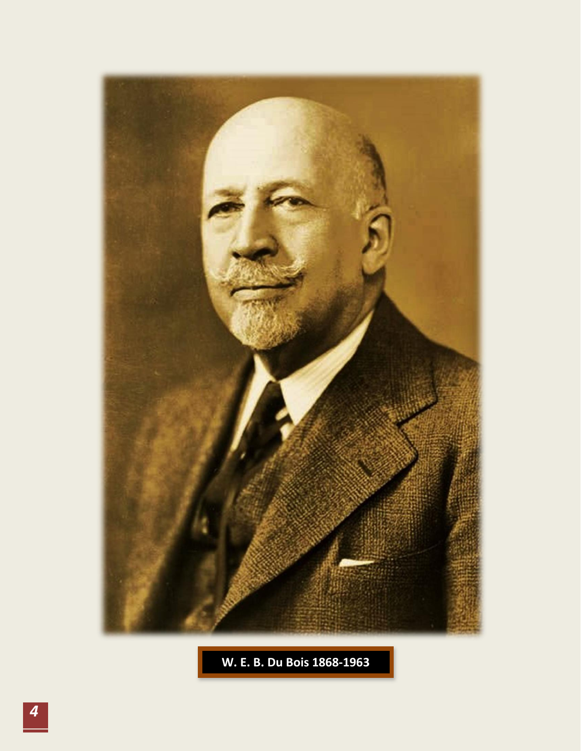W. E. B. Du Bois 1868-1963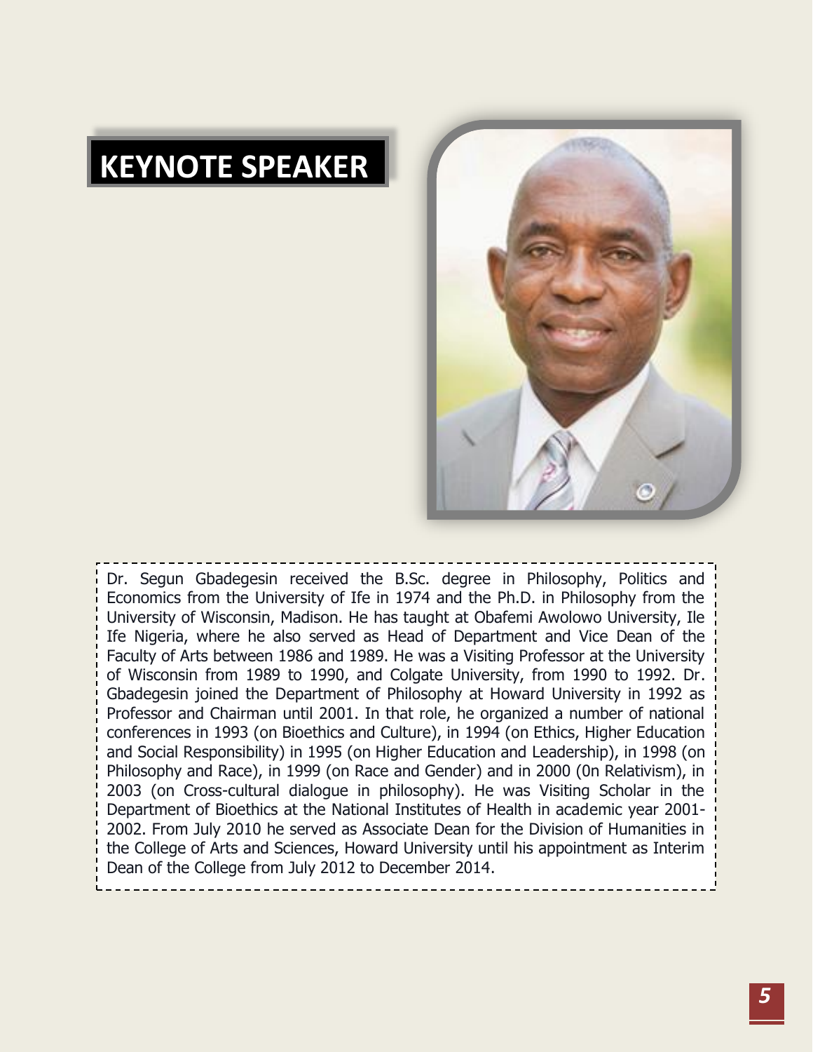# KEYNOTE SPEAKER

Dr. Segun Gbadegesin received the B.Sc. degree in Philosophy, Politics and Economics from the University of Ife in 1974 and the Ph.D. in Philosophy from the University of Wisconsin, Madison. He has taught at Obafemi Awolowo University, Ile Ife Nigeria, where he also served as Head of Department and Vice Dean of the Faculty of Arts between 1986 and 1989. He was a Visiting Professor at the University of Wisconsin from 1989 to 1990, and Colgate University, from 1990 to 1992. Dr. Gbadegesin joined the Department of Philosophy at Howard University in 1992 as Professor and Chairman until 2001. In that role, he organized a number of national conferences in 1993 (on Bioethics and Culture), in 1994 (on Ethics, Higher Education and Social Responsibility) in 1995 (on Higher Education and Leadership), in 1998 (on Philosophy and Race), in 1999 (on Race and Gender) and in 2000 (0n Relativism), in 2003 (on Cross-cultural dialogue in philosophy). He was Visiting Scholar in the Department of Bioethics at the National Institutes of Health in academic year 2001-2002. From July 2010 he served as Associate Dean for the Division of Humanities in the College of Arts and Sciences, Howard University until his appointment as Interim Dean of the College from July 2012 to December 2014.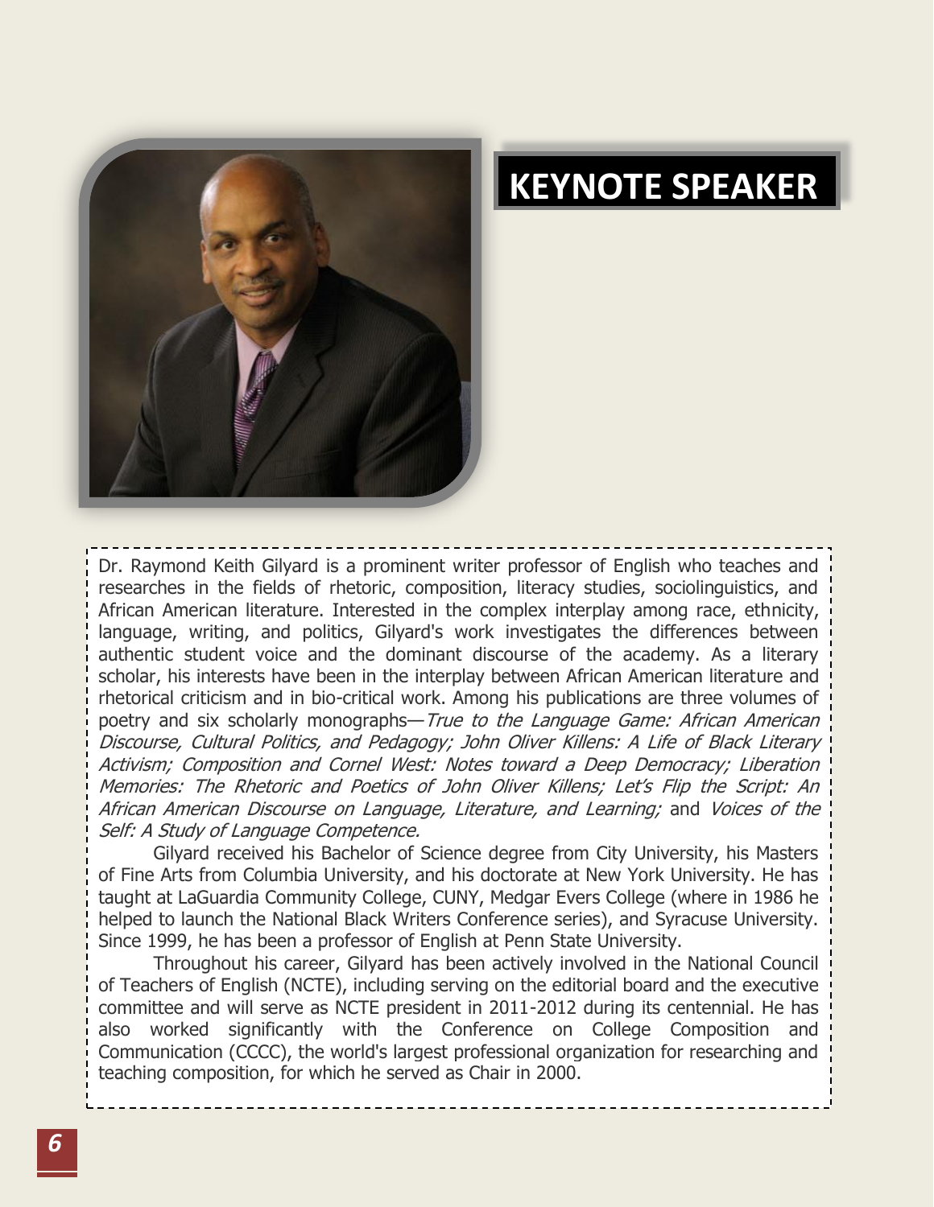# KEYNOTE SPEAKER

Dr. Raymond Keith Gilyard is a prominent writer professor of English who teaches and researches in the fields of rhetoric, composition, literacy studies, sociolinguistics, and African American literature. Interested in the complex interplay among race, ethnicity, language, writing, and politics, Gilyard's work investigates the differences between authentic student voice and the dominant discourse of the academy. As a literary scholar, his interests have been in the interplay between African American literature and rhetorical criticism and in bio-critical work. Among his publications are three volumes of poetry and six scholarly monographs—*True to the Language Game: African American Discourse, Cultural Politics, and Pedagogy; John Oliver Killens: A Life of Black Literary Activism; Composition and Cornel West: Notes toward a Deep Democracy; Liberation Memories: The Rhetoric and Poetics of John Oliver Killens; Let's Flip the Script: An African American Discourse on Language, Literature, and Learning;* and *Voices of the Self: A Study of Language Competence.*

Gilyard received his Bachelor of Science degree from City University, his Masters of Fine Arts from Columbia University, and his doctorate at New York University. He has taught at LaGuardia Community College, CUNY, Medgar Evers College (where in 1986 he helped to launch the National Black Writers Conference series), and Syracuse University. Since 1999, he has been a professor of English at Penn State University.

Throughout his career, Gilyard has been actively involved in the National Council of Teachers of English (NCTE), including serving on the editorial board and the executive committee and will serve as NCTE president in 2011-2012 during its centennial. He has also worked significantly with the Conference on College Composition and Communication (CCCC), the world's largest professional organization for researching and teaching composition, for which he served as Chair in 2000.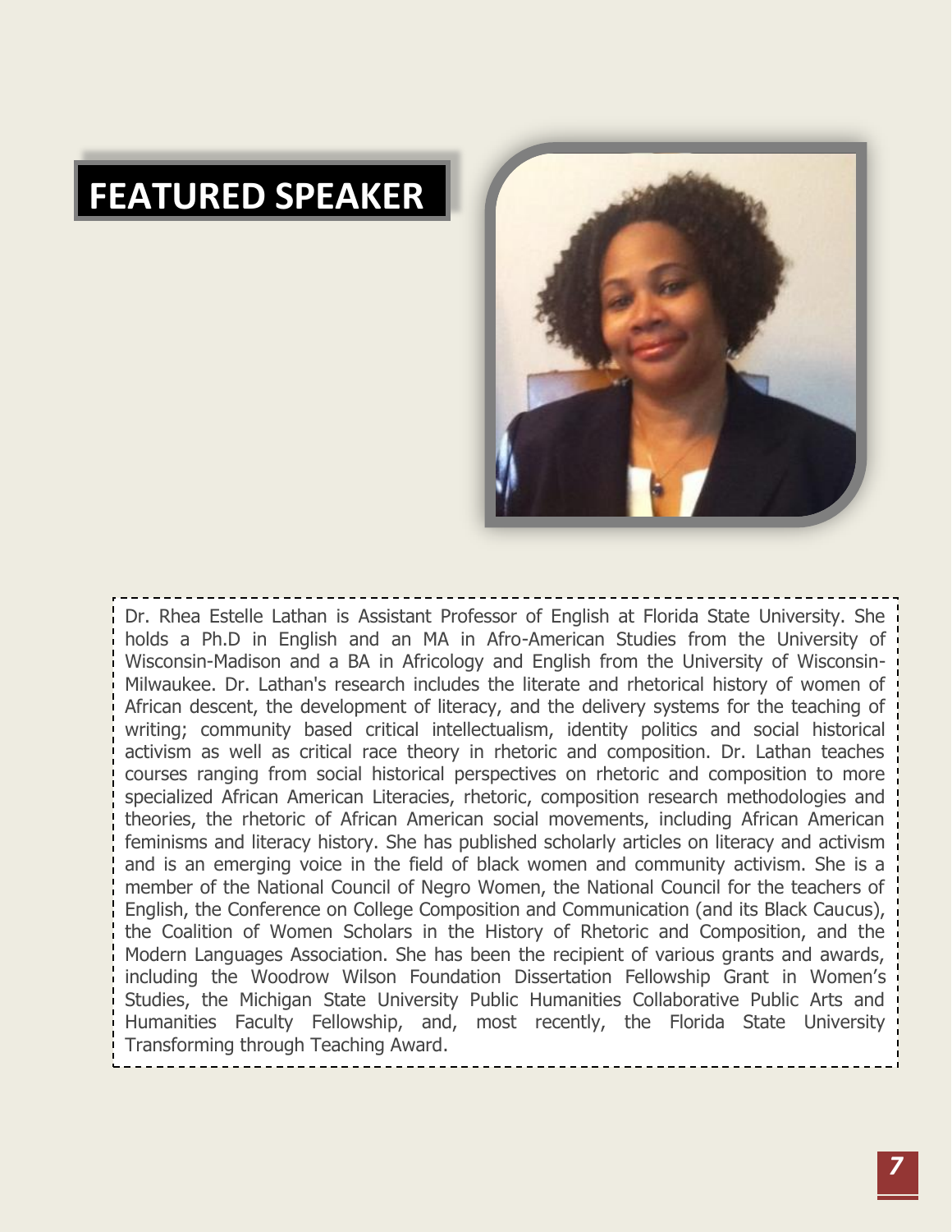# FEATURED SPEAKER

Dr. Rhea Estelle Lathan is Assistant Professor of English at Florida State University. She holds a Ph.D in English and an MA in Afro-American Studies from the University of Wisconsin-Madison and a BA in Africology and English from the University of Wisconsin-Milwaukee. Dr. Lathan's research includes the literate and rhetorical history of women of African descent, the development of literacy, and the delivery systems for the teaching of writing; community based critical intellectualism, identity politics and social historical activism as well as critical race theory in rhetoric and composition. Dr. Lathan teaches courses ranging from social historical perspectives on rhetoric and composition to more specialized African American Literacies, rhetoric, composition research methodologies and theories, the rhetoric of African American social movements, including African American feminisms and literacy history. She has published scholarly articles on literacy and activism and is an emerging voice in the field of black women and community activism. She is a member of the National Council of Negro Women, the National Council for the teachers of English, the Conference on College Composition and Communication (and its Black Caucus), the Coalition of Women Scholars in the History of Rhetoric and Composition, and the Modern Languages Association. She has been the recipient of various grants and awards, including the Woodrow Wilson Foundation Dissertation Fellowship Grant in Women's Studies, the Michigan State University Public Humanities Collaborative Public Arts and Humanities Faculty Fellowship, and, most recently, the Florida State University Transforming through Teaching Award.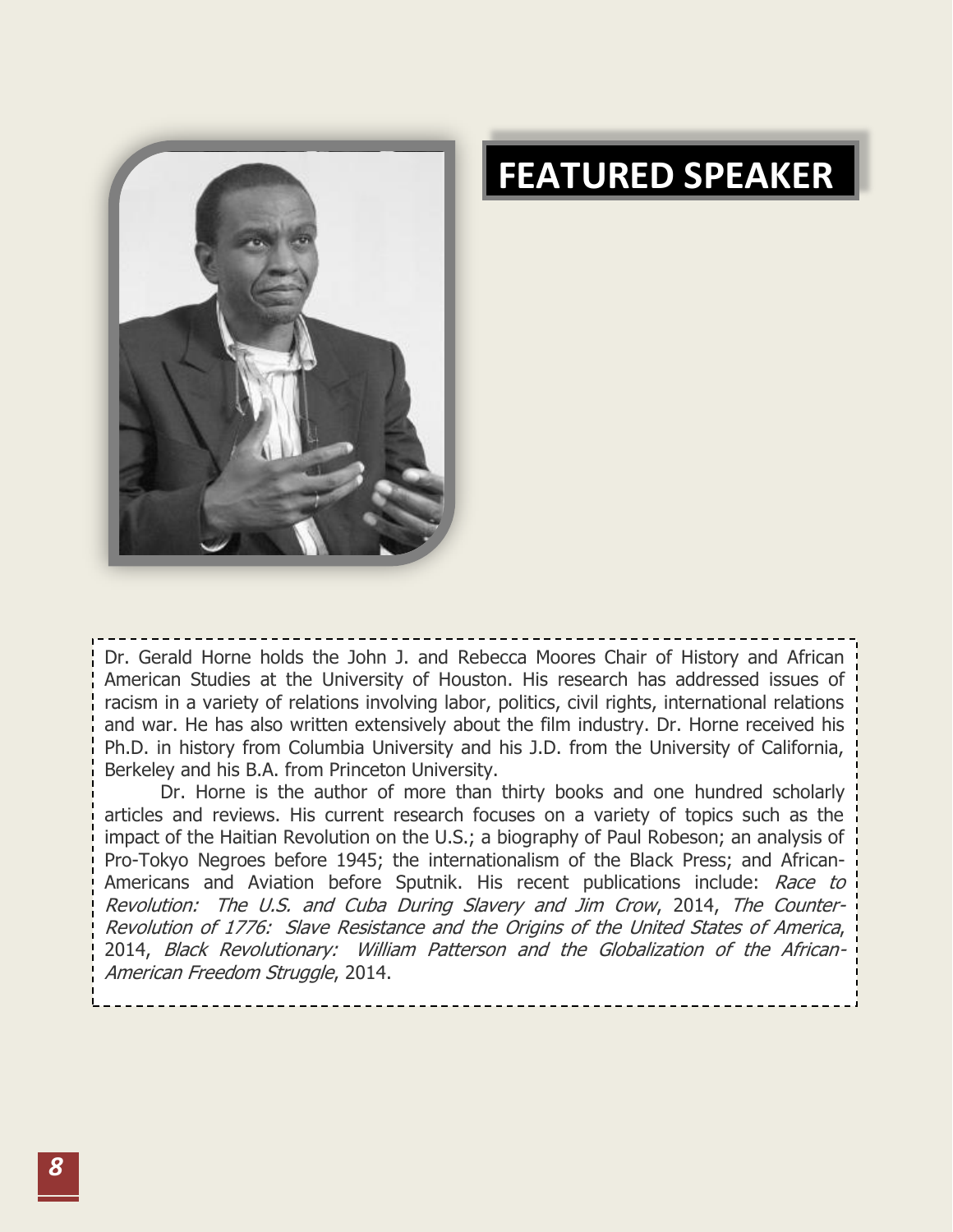# FEATURED SPEAKER

Dr. Gerald Horne holds the John J. and Rebecca Moores Chair of History and African American Studies at the University of Houston. His research has addressed issues of racism in a variety of relations involving labor, politics, civil rights, international relations and war. He has also written extensively about the film industry. Dr. Horne received his Ph.D. in history from Columbia University and his J.D. from the University of California, Berkeley and his B.A. from Princeton University.

Dr. Horne is the author of more than thirty books and one hundred scholarly articles and reviews. His current research focuses on a variety of topics such as the impact of the Haitian Revolution on the U.S.; a biography of Paul Robeson; an analysis of Pro-Tokyo Negroes before 1945; the internationalism of the Black Press; and African-Americans and Aviation before Sputnik. His recent publications include: *Race to Revolution: The U.S. and Cuba During Slavery and Jim Crow*, 2014, *The Counter-Revolution of 1776: Slave Resistance and the Origins of the United States of America*, 2014, *Black Revolutionary: William Patterson and the Globalization of the African-American Freedom Struggle*, 2014.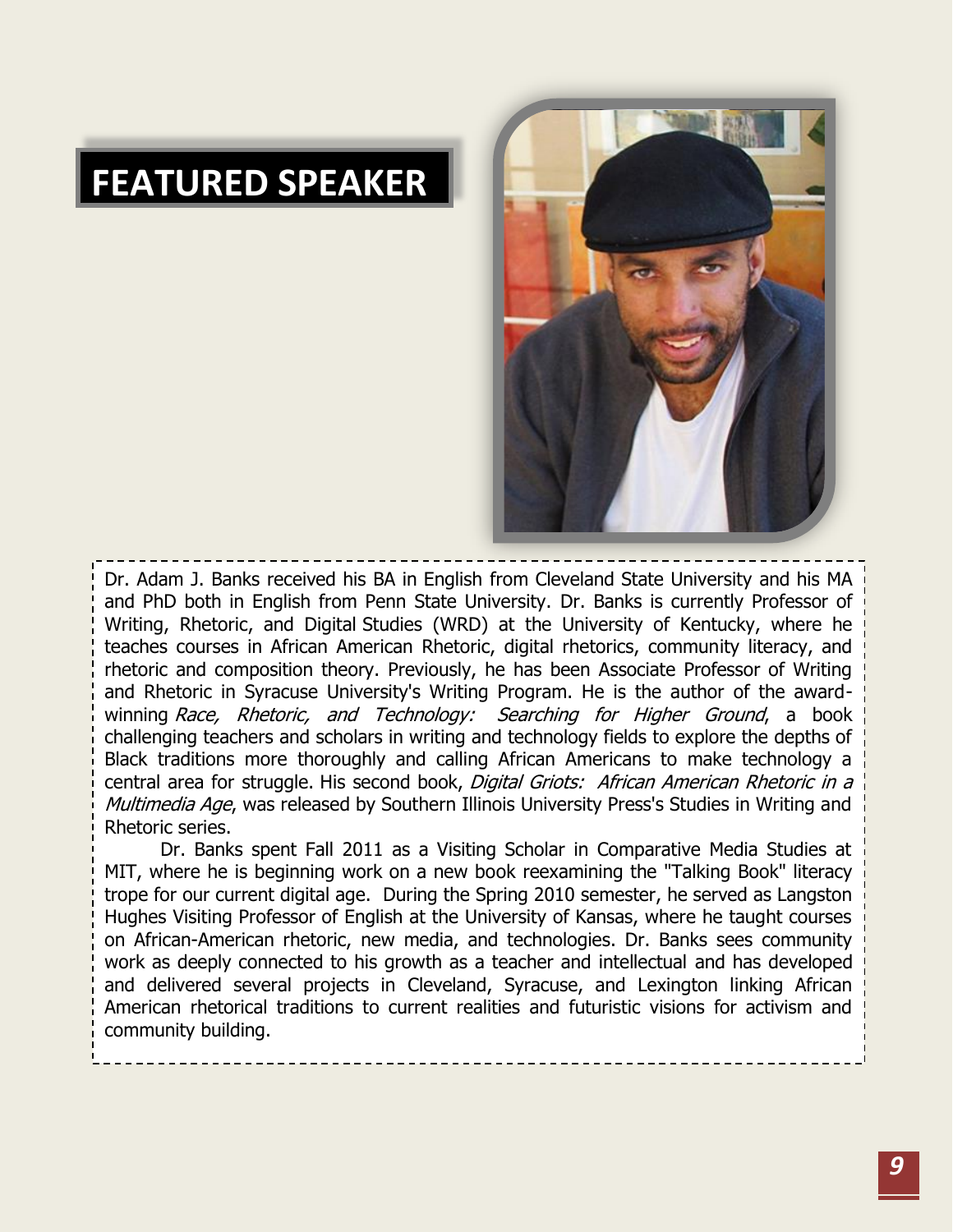# FEATURED SPEAKER

Dr. Adam J. Banks received his BA in English from Cleveland State University and his MA and PhD both in English from Penn State University. Dr. Banks is currently Professor of Writing, Rhetoric, and Digital Studies (WRD) at the University of Kentucky, where he teaches courses in African American Rhetoric, digital rhetorics, community literacy, and rhetoric and composition theory. Previously, he has been Associate Professor of Writing and Rhetoric in Syracuse University's Writing Program. He is the author of the award-winning *Race, Rhetoric, and Technology: Searching for Higher Ground*, a book challenging teachers and scholars in writing and technology fields to explore the depths of Black traditions more thoroughly and calling African Americans to make technology a central area for struggle. His second book, *Digital Griots: African American Rhetoric in a Multimedia Age*, was released by Southern Illinois University Press's Studies in Writing and Rhetoric series.

Dr. Banks spent Fall 2011 as a Visiting Scholar in Comparative Media Studies at MIT, where he is beginning work on a new book reexamining the "Talking Book" literacy trope for our current digital age. During the Spring 2010 semester, he served as Langston Hughes Visiting Professor of English at the University of Kansas, where he taught courses on African-American rhetoric, new media, and technologies. Dr. Banks sees community work as deeply connected to his growth as a teacher and intellectual and has developed and delivered several projects in Cleveland, Syracuse, and Lexington linking African American rhetorical traditions to current realities and futuristic visions for activism and community building.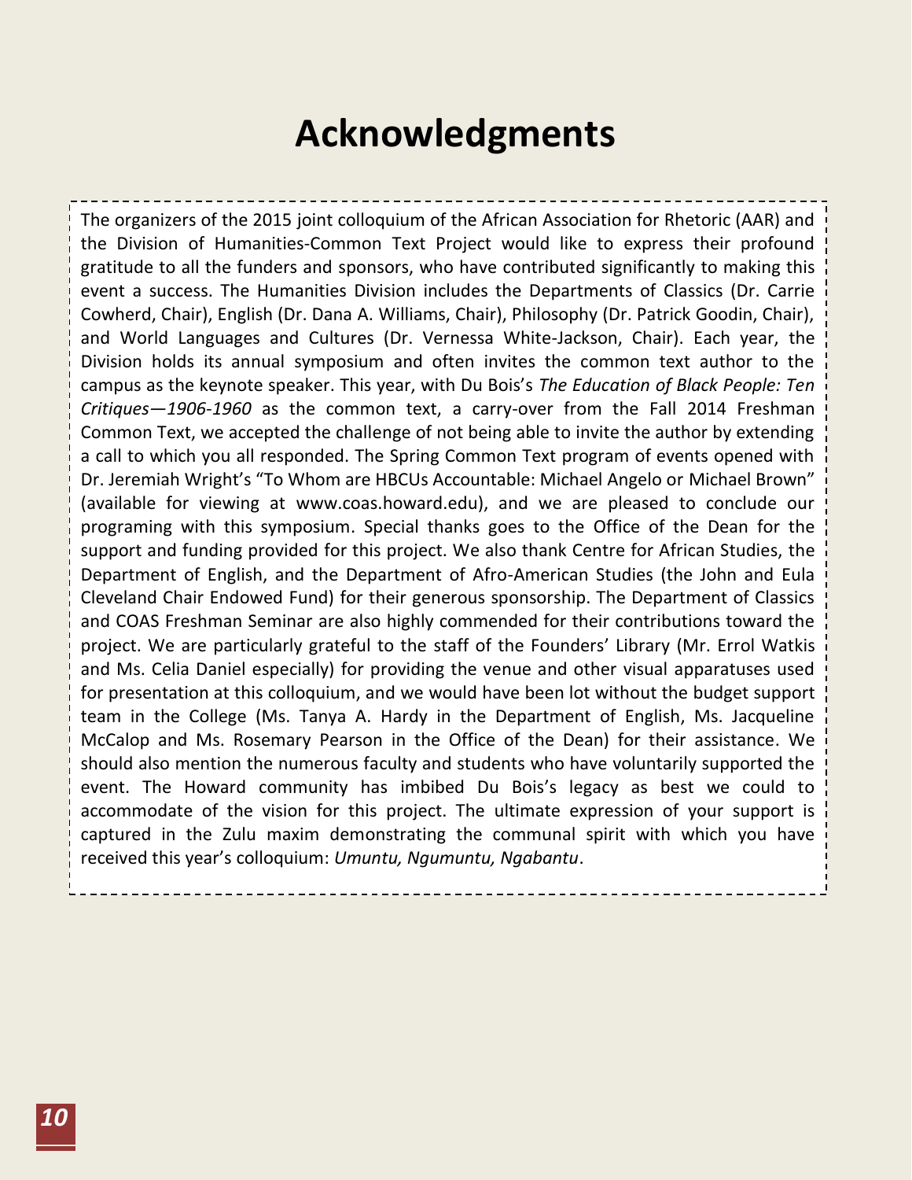# Acknowledgments

The organizers of the 2015 joint colloquium of the African Association for Rhetoric (AAR) and the Division of Humanities-Common Text Project would like to express their profound gratitude to all the funders and sponsors, who have contributed significantly to making this event a success. The Humanities Division includes the Departments of Classics (Dr. Carrie Cowherd, Chair), English (Dr. Dana A. Williams, Chair), Philosophy (Dr. Patrick Goodin, Chair), and World Languages and Cultures (Dr. Vernessa White-Jackson, Chair). Each year, the Division holds its annual symposium and often invites the common text author to the campus as the keynote speaker. This year, with Du Bois's *The Education of Black People: Ten Critiques—1906-1960* as the common text, a carry-over from the Fall 2014 Freshman Common Text, we accepted the challenge of not being able to invite the author by extending a call to which you all responded. The Spring Common Text program of events opened with Dr. Jeremiah Wright's "To Whom are HBCUs Accountable: Michael Angelo or Michael Brown" (available for viewing at www.coas.howard.edu), and we are pleased to conclude our programing with this symposium. Special thanks goes to the Office of the Dean for the support and funding provided for this project. We also thank Centre for African Studies, the Department of English, and the Department of Afro-American Studies (the John and Eula Cleveland Chair Endowed Fund) for their generous sponsorship. The Department of Classics and COAS Freshman Seminar are also highly commended for their contributions toward the project. We are particularly grateful to the staff of the Founders' Library (Mr. Errol Watkis and Ms. Celia Daniel especially) for providing the venue and other visual apparatuses used for presentation at this colloquium, and we would have been lot without the budget support team in the College (Ms. Tanya A. Hardy in the Department of English, Ms. Jacqueline McCalop and Ms. Rosemary Pearson in the Office of the Dean) for their assistance. We should also mention the numerous faculty and students who have voluntarily supported the event. The Howard community has imbibed Du Bois's legacy as best we could to accommodate of the vision for this project. The ultimate expression of your support is captured in the Zulu maxim demonstrating the communal spirit with which you have received this year's colloquium: *Umuntu, Ngumuntu, Ngabantu*.